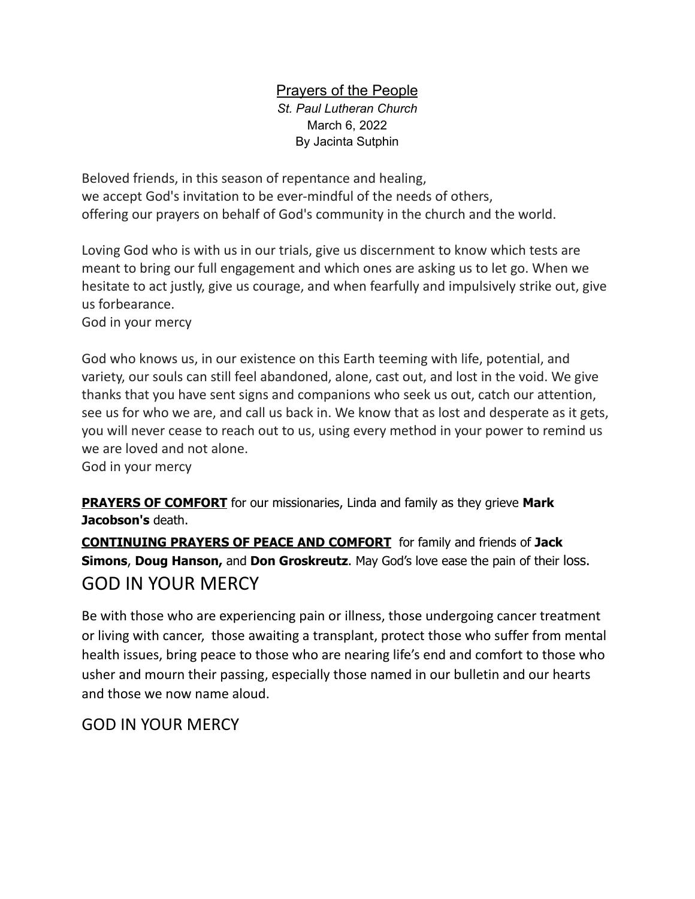# Prayers of the People

*St. Paul Lutheran Church*
March 6, 2022
By Jacinta Sutphin

Beloved friends, in this season of repentance and healing,
we accept God's invitation to be ever-mindful of the needs of others,
offering our prayers on behalf of God's community in the church and the world.

Loving God who is with us in our trials, give us discernment to know which tests are meant to bring our full engagement and which ones are asking us to let go. When we hesitate to act justly, give us courage, and when fearfully and impulsively strike out, give us forbearance.
God in your mercy

God who knows us, in our existence on this Earth teeming with life, potential, and variety, our souls can still feel abandoned, alone, cast out, and lost in the void. We give thanks that you have sent signs and companions who seek us out, catch our attention, see us for who we are, and call us back in. We know that as lost and desperate as it gets, you will never cease to reach out to us, using every method in your power to remind us we are loved and not alone.
God in your mercy

**PRAYERS OF COMFORT** for our missionaries, Linda and family as they grieve **Mark Jacobson's** death.

**CONTINUING PRAYERS OF PEACE AND COMFORT** for family and friends of **Jack Simons**, **Doug Hanson,** and **Don Groskreutz**. May God's love ease the pain of their loss.

GOD IN YOUR MERCY

Be with those who are experiencing pain or illness, those undergoing cancer treatment or living with cancer, those awaiting a transplant, protect those who suffer from mental health issues, bring peace to those who are nearing life's end and comfort to those who usher and mourn their passing, especially those named in our bulletin and our hearts and those we now name aloud.

GOD IN YOUR MERCY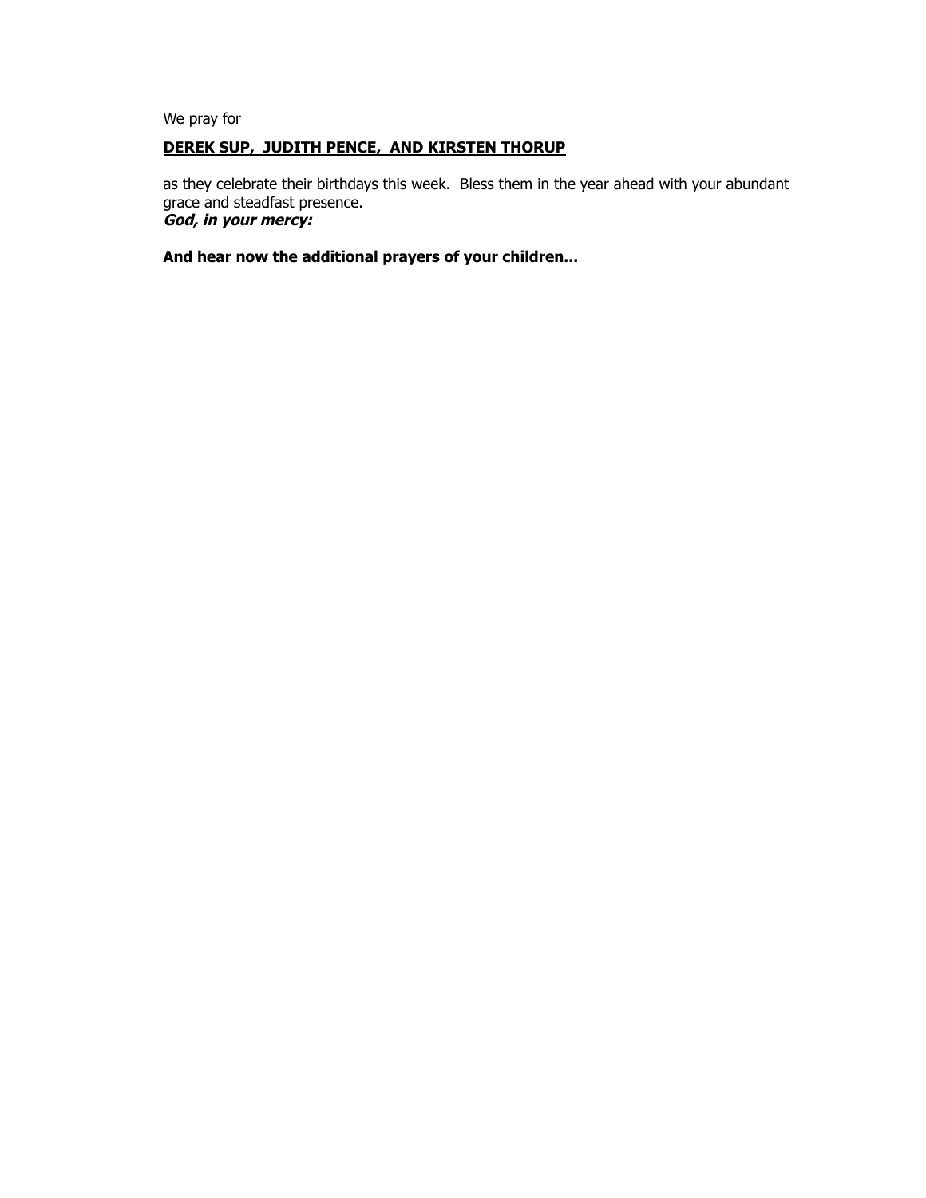We pray for

**<u>DEREK SUP, JUDITH PENCE, AND KIRSTEN THORUP</u>**

as they celebrate their birthdays this week. Bless them in the year ahead with your abundant grace and steadfast presence.
***God, in your mercy:***

**And hear now the additional prayers of your children...**